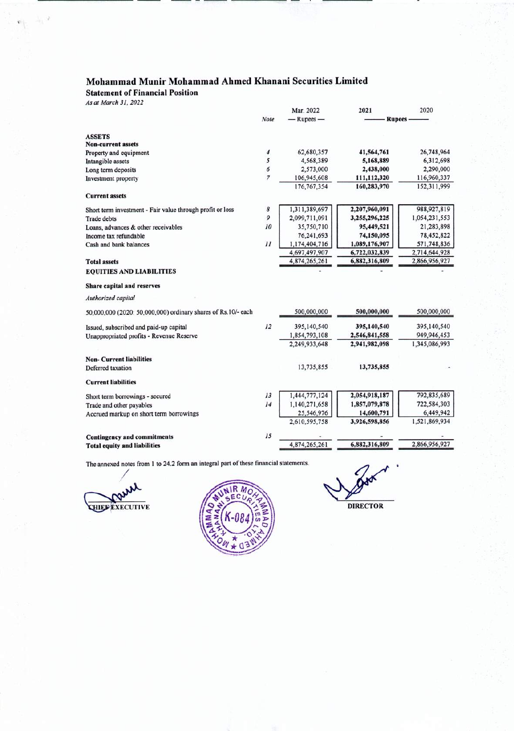# Mohammad Munir Mohammad Ahmed Khanani Securities Limited

## Statement of Financial Position

*As at March 31, 2022*

| | Note | Mar. 2022 | 2021 | 2020 |
|---|---|---|---|---|
| | | — Rupees — | Rupees | |
| **ASSETS** | | | | |
| **Non-current assets** | | | | |
| Property and equipment | 4 | 62,680,357 | 41,564,761 | 26,748,964 |
| Intangible assets | 5 | 4,568,389 | 5,168,889 | 6,312,698 |
| Long term deposits | 6 | 2,573,000 | 2,438,000 | 2,290,000 |
| Investment property | 7 | 106,945,608 | 111,112,320 | 116,960,337 |
| | | 176,767,354 | 160,283,970 | 152,311,999 |
| **Current assets** | | | | |
| Short term investment - Fair value through profit or loss | 8 | 1,311,389,697 | 2,207,960,091 | 988,927,819 |
| Trade debts | 9 | 2,099,711,091 | 3,255,296,225 | 1,054,231,553 |
| Loans, advances & other receivables | 10 | 35,750,710 | 95,449,521 | 21,283,898 |
| Income tax refundable | | 76,241,693 | 74,150,095 | 78,452,822 |
| Cash and bank balances | 11 | 1,174,404,716 | 1,089,176,907 | 571,748,836 |
| | | 4,697,497,907 | 6,722,032,839 | 2,714,644,928 |
| **Total assets** | | 4,874,265,261 | 6,882,316,809 | 2,866,956,927 |
| **EQUITIES AND LIABILITIES** | | - | - | - |
| **Share capital and reserves** | | | | |
| *Authorized capital* | | | | |
| 50,000,000 (2020: 50,000,000) ordinary shares of Rs.10/- each | | 500,000,000 | 500,000,000 | 500,000,000 |
| Issued, subscribed and paid-up capital | 12 | 395,140,540 | 395,140,540 | 395,140,540 |
| Unappropriated profits - Revenue Reserve | | 1,854,793,108 | 2,546,841,558 | 949,946,453 |
| | | 2,249,933,648 | 2,941,982,098 | 1,345,086,993 |
| **Non- Current liabilities** | | | | |
| Deferred taxation | | 13,735,855 | 13,735,855 | - |
| **Current liabilities** | | | | |
| Short term borrowings - secured | 13 | 1,444,777,124 | 2,054,918,187 | 792,835,689 |
| Trade and other payables | 14 | 1,140,271,658 | 1,857,079,878 | 722,584,303 |
| Accrued markup on short term borrowings | | 25,546,976 | 14,600,791 | 6,449,942 |
| | | 2,610,595,758 | 3,926,598,856 | 1,521,869,934 |
| **Contingency and commitments** | 15 | - | - | - |
| **Total equity and liabilities** | | 4,874,265,261 | 6,882,316,809 | 2,866,956,927 |

The annexed notes from 1 to 24.2 form an integral part of these financial statements.

CHIEF EXECUTIVE

DIRECTOR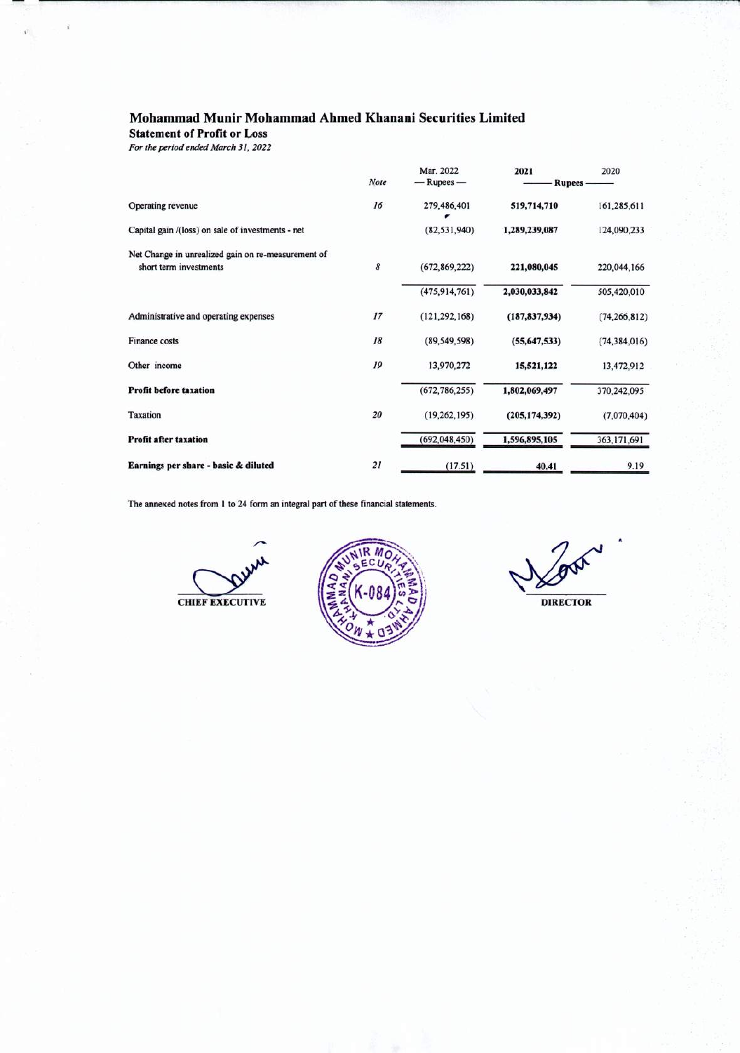# Mohammad Munir Mohammad Ahmed Khanani Securities Limited

## Statement of Profit or Loss

*For the period ended March 31, 2022*

| | *Note* | Mar. 2022 | 2021 | 2020 |
|---|---|---|---|---|
| | | — Rupees — | ——— Rupees | ——— |
| Operating revenue | *16* | 279,486,401 | **519,714,710** | 161,285,611 |
| Capital gain /(loss) on sale of investments - net | | (82,531,940) | **1,289,239,087** | 124,090,233 |
| Net Change in unrealized gain on re-measurement of short term investments | *8* | (672,869,222) | **221,080,045** | 220,044,166 |
| | | (475,914,761) | **2,030,033,842** | 505,420,010 |
| Administrative and operating expenses | *17* | (121,292,168) | **(187,837,934)** | (74,266,812) |
| Finance costs | *18* | (89,549,598) | **(55,647,533)** | (74,384,016) |
| Other income | *19* | 13,970,272 | **15,521,122** | 13,472,912 |
| **Profit before taxation** | | (672,786,255) | **1,802,069,497** | 370,242,095 |
| Taxation | *20* | (19,262,195) | **(205,174,392)** | (7,070,404) |
| **Profit after taxation** | | (692,048,450) | **1,596,895,105** | 363,171,691 |
| **Earnings per share - basic & diluted** | *21* | (17.51) | **40.41** | 9.19 |

The annexed notes from 1 to 24 form an integral part of these financial statements.

**CHIEF EXECUTIVE**

**DIRECTOR**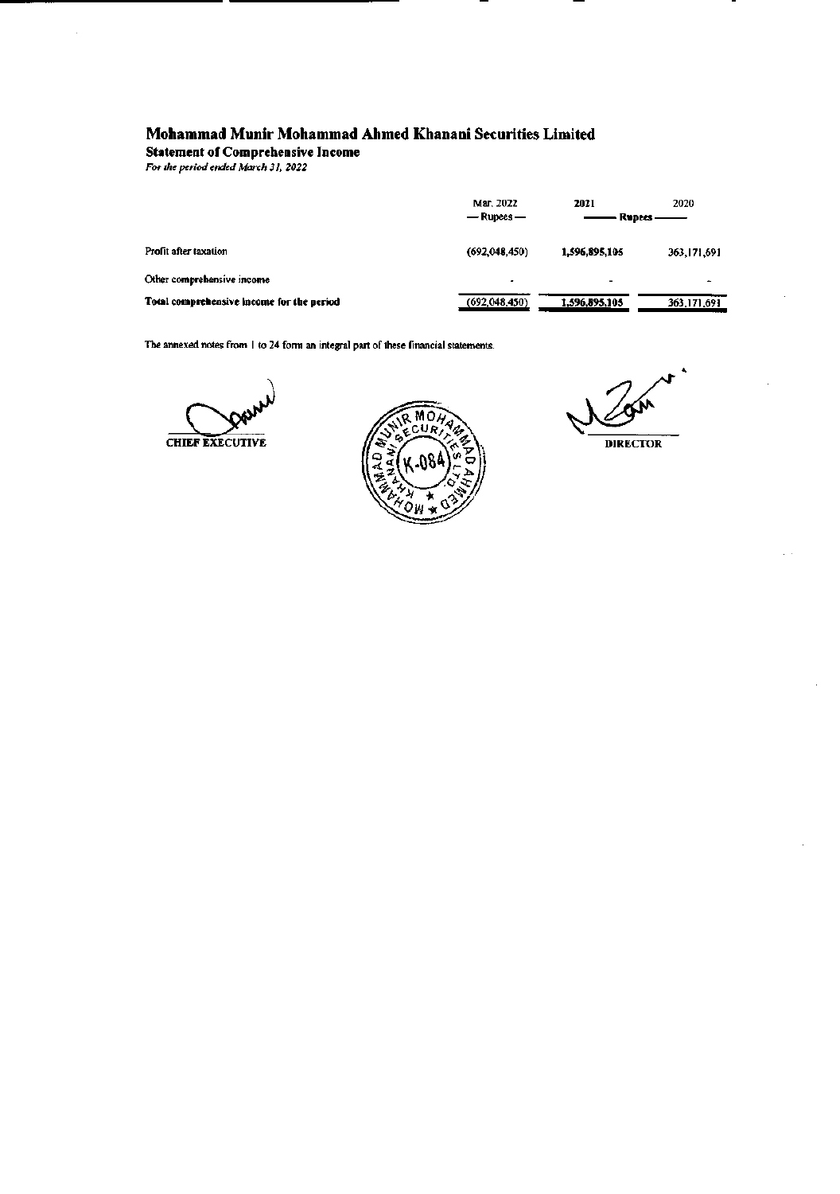# Mohammad Munir Mohammad Ahmed Khanani Securities Limited

## Statement of Comprehensive Income

*For the period ended March 31, 2022*

| | Mar. 2022 | 2021 | 2020 |
|---|---|---|---|
| | — Rupees — | Rupees | |
| Profit after taxation | (692,048,450) | 1,596,895,105 | 363,171,691 |
| Other comprehensive income | - | - | - |
| **Total comprehensive income for the period** | (692,048,450) | 1,596,895,105 | 363,171,691 |

The annexed notes from 1 to 24 form an integral part of these financial statements.

**CHIEF EXECUTIVE**

**DIRECTOR**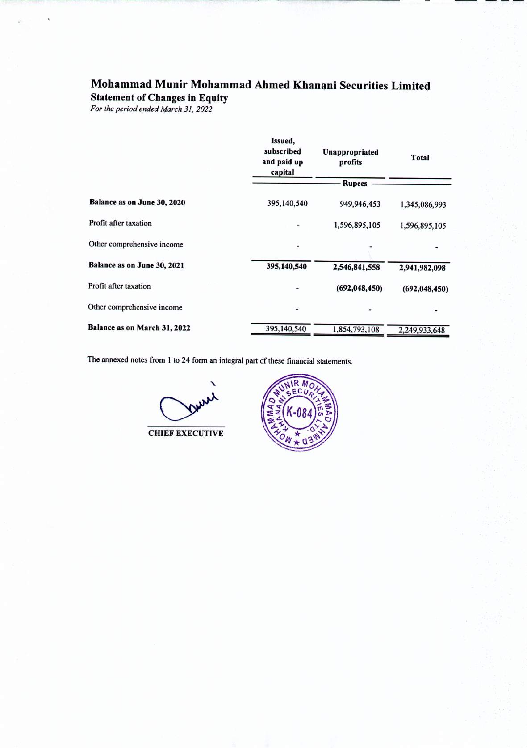# Mohammad Munir Mohammad Ahmed Khanani Securities Limited

## Statement of Changes in Equity

*For the period ended March 31, 2022*

| | Issued, subscribed and paid up capital | Unappropriated profits | Total |
|---|---|---|---|
| | Rupees | | |
| **Balance as on June 30, 2020** | 395,140,540 | 949,946,453 | 1,345,086,993 |
| Profit after taxation | - | 1,596,895,105 | 1,596,895,105 |
| Other comprehensive income | - | - | - |
| **Balance as on June 30, 2021** | **395,140,540** | **2,546,841,558** | **2,941,982,098** |
| Profit after taxation | - | **(692,048,450)** | **(692,048,450)** |
| Other comprehensive income | - | - | - |
| **Balance as on March 31, 2022** | 395,140,540 | 1,854,793,108 | 2,249,933,648 |

The annexed notes from 1 to 24 form an integral part of these financial statements.

**CHIEF EXECUTIVE**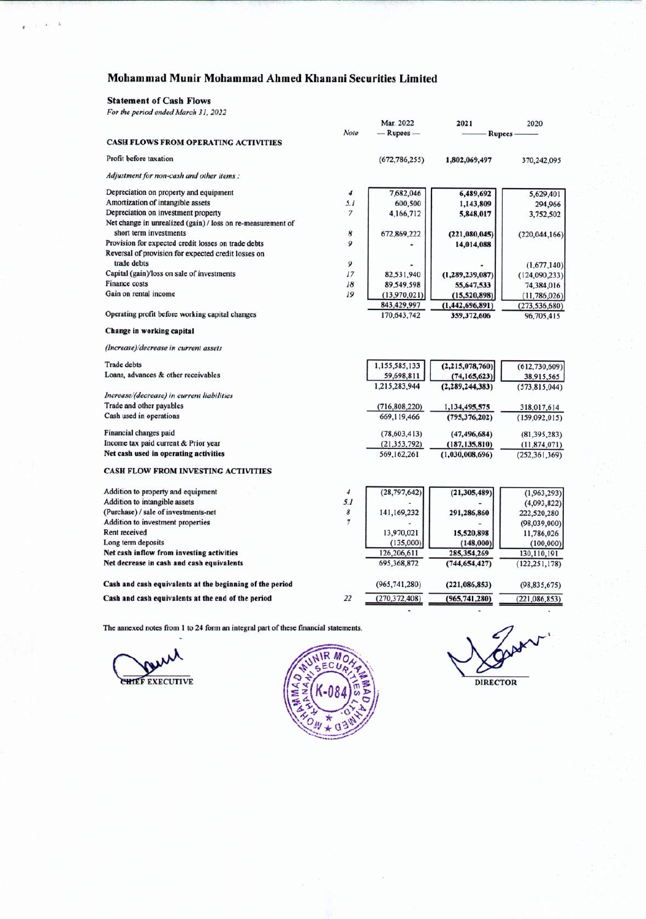# Mohammad Munir Mohammad Ahmed Khanani Securities Limited

**Statement of Cash Flows**

*For the period ended March 31, 2022*

| | Note | Mar. 2022 — Rupees — | 2021 — Rupees — | 2020 |
|---|---|---|---|---|
| **CASH FLOWS FROM OPERATING ACTIVITIES** | | | | |
| Profit before taxation | | (672,786,255) | 1,802,069,497 | 370,242,095 |
| *Adjustment for non-cash and other items :* | | | | |
| Depreciation on property and equipment | 4 | 7,682,046 | 6,489,692 | 5,629,401 |
| Amortization of intangible assets | 5.1 | 600,500 | 1,143,809 | 294,966 |
| Depreciation on investment property | 7 | 4,166,712 | 5,848,017 | 3,752,502 |
| Net change in unrealized (gain) / loss on re-measurement of short term investments | 8 | 672,869,222 | (221,080,045) | (220,044,166) |
| Provision for expected credit losses on trade debts | 9 | - | 14,014,088 | |
| Reversal of provision for expected credit losses on trade debts | 9 | - | - | (1,677,140) |
| Capital (gain)/loss on sale of investments | 17 | 82,531,940 | (1,289,239,087) | (124,090,233) |
| Finance costs | 18 | 89,549,598 | 55,647,533 | 74,384,016 |
| Gain on rental income | 19 | (13,970,021) | (15,520,898) | (11,786,026) |
| | | 843,429,997 | (1,442,696,891) | (273,536,680) |
| Operating profit before working capital changes | | 170,643,742 | 359,372,606 | 96,705,415 |
| **Change in working capital** | | | | |
| *(Increase)/decrease in current assets* | | | | |
| Trade debts | | 1,155,585,133 | (2,215,078,760) | (612,730,609) |
| Loans, advances & other receivables | | 59,698,811 | (74,165,623) | 38,915,565 |
| | | 1,215,283,944 | (2,289,244,383) | (573,815,044) |
| *Increase/(decrease) in current liabilities* | | | | |
| Trade and other payables | | (716,808,220) | 1,134,495,575 | 318,017,614 |
| Cash used in operations | | 669,119,466 | (795,376,202) | (159,092,015) |
| Financial charges paid | | (78,603,413) | (47,496,684) | (81,395,283) |
| Income tax paid current & Prior year | | (21,353,792) | (187,135,810) | (11,874,071) |
| **Net cash used in operating activities** | | 569,162,261 | (1,030,008,696) | (252,361,369) |
| **CASH FLOW FROM INVESTING ACTIVITIES** | | | | |
| Addition to property and equipment | 4 | (28,797,642) | (21,305,489) | (1,963,293) |
| Addition to intangible assets | 5.1 | - | - | (4,093,822) |
| (Purchase) / sale of investments-net | 8 | 141,169,232 | 291,286,860 | 222,520,280 |
| Addition to investment properties | 7 | - | - | (98,039,000) |
| Rent received | | 13,970,021 | 15,520,898 | 11,786,026 |
| Long term deposits | | (135,000) | (148,000) | (100,000) |
| **Net cash inflow from investing activities** | | 126,206,611 | 285,354,269 | 130,110,191 |
| **Net decrease in cash and cash equivalents** | | 695,368,872 | (744,654,427) | (122,251,178) |
| **Cash and cash equivalents at the beginning of the period** | | (965,741,280) | (221,086,853) | (98,835,675) |
| **Cash and cash equivalents at the end of the period** | 22 | (270,372,408) | (965,741,280) | (221,086,853) |

The annexed notes from 1 to 24 form an integral part of these financial statements.

CHIEF EXECUTIVE

DIRECTOR